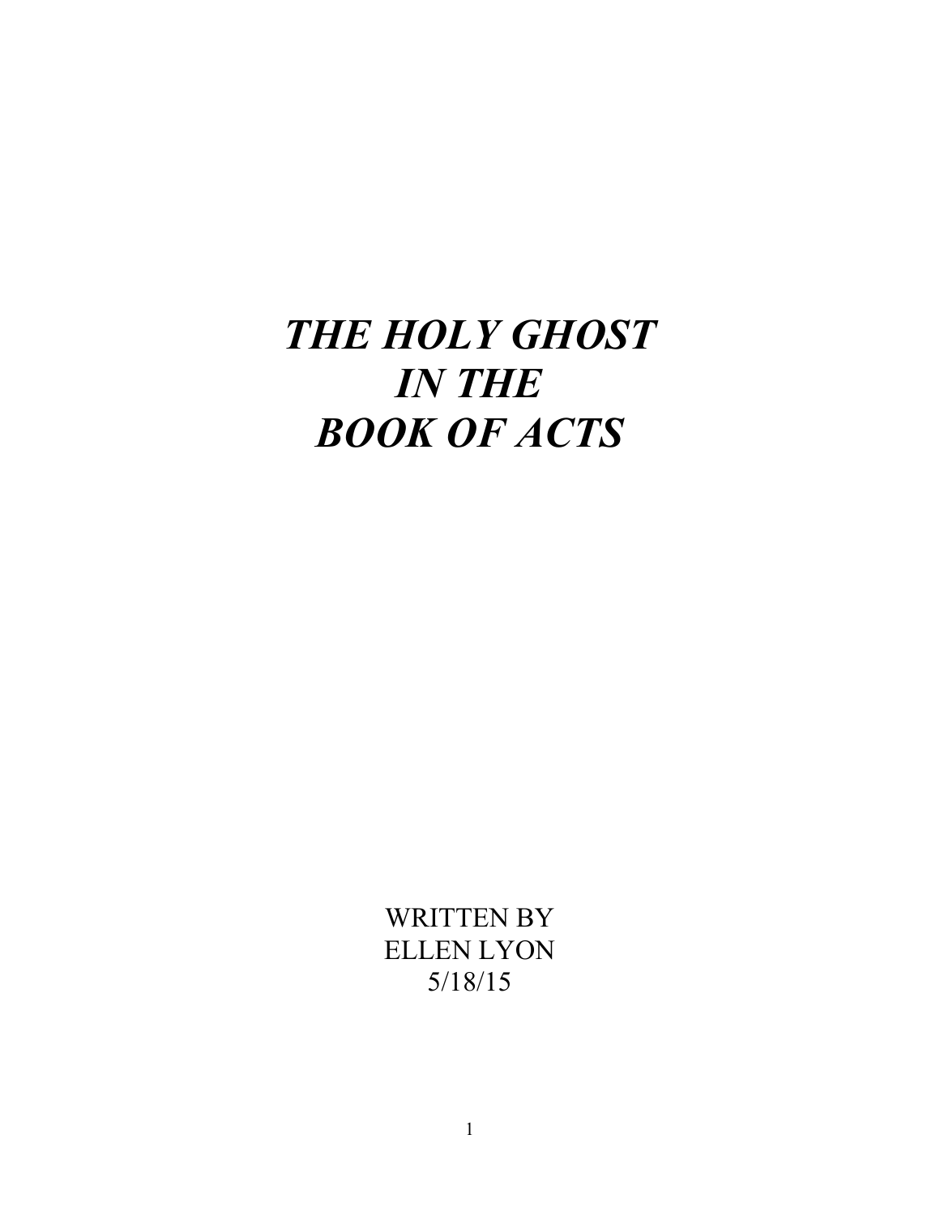# *THE HOLY GHOST IN THE BOOK OF ACTS*

WRITTEN BY
ELLEN LYON
5/18/15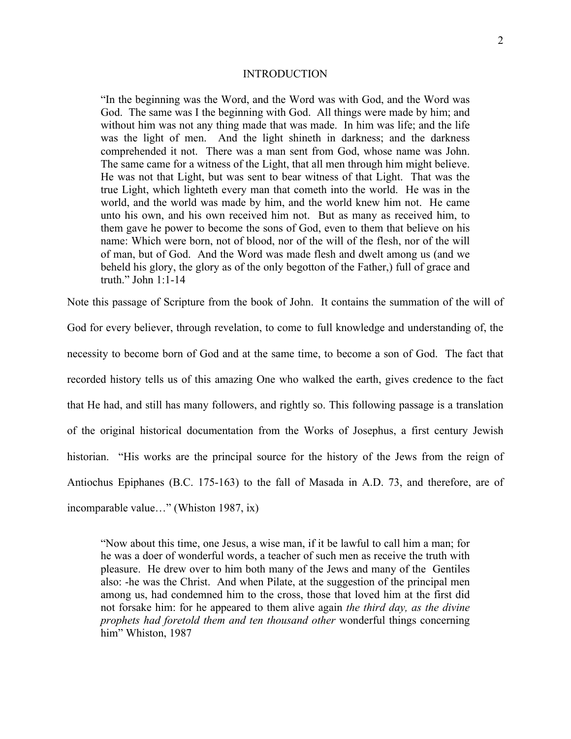# INTRODUCTION

> "In the beginning was the Word, and the Word was with God, and the Word was God. The same was I the beginning with God. All things were made by him; and without him was not any thing made that was made. In him was life; and the life was the light of men. And the light shineth in darkness; and the darkness comprehended it not. There was a man sent from God, whose name was John. The same came for a witness of the Light, that all men through him might believe. He was not that Light, but was sent to bear witness of that Light. That was the true Light, which lighteth every man that cometh into the world. He was in the world, and the world was made by him, and the world knew him not. He came unto his own, and his own received him not. But as many as received him, to them gave he power to become the sons of God, even to them that believe on his name: Which were born, not of blood, nor of the will of the flesh, nor of the will of man, but of God. And the Word was made flesh and dwelt among us (and we beheld his glory, the glory as of the only begotton of the Father,) full of grace and truth." John 1:1-14

Note this passage of Scripture from the book of John. It contains the summation of the will of God for every believer, through revelation, to come to full knowledge and understanding of, the necessity to become born of God and at the same time, to become a son of God. The fact that recorded history tells us of this amazing One who walked the earth, gives credence to the fact that He had, and still has many followers, and rightly so. This following passage is a translation of the original historical documentation from the Works of Josephus, a first century Jewish historian. "His works are the principal source for the history of the Jews from the reign of Antiochus Epiphanes (B.C. 175-163) to the fall of Masada in A.D. 73, and therefore, are of incomparable value…" (Whiston 1987, ix)

> "Now about this time, one Jesus, a wise man, if it be lawful to call him a man; for he was a doer of wonderful words, a teacher of such men as receive the truth with pleasure. He drew over to him both many of the Jews and many of the Gentiles also: -he was the Christ. And when Pilate, at the suggestion of the principal men among us, had condemned him to the cross, those that loved him at the first did not forsake him: for he appeared to them alive again *the third day, as the divine prophets had foretold them and ten thousand other* wonderful things concerning him" Whiston, 1987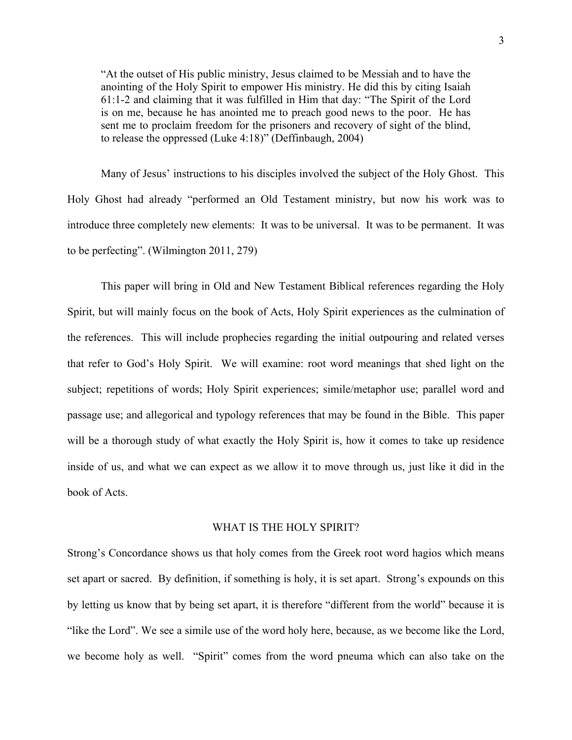> "At the outset of His public ministry, Jesus claimed to be Messiah and to have the anointing of the Holy Spirit to empower His ministry. He did this by citing Isaiah 61:1-2 and claiming that it was fulfilled in Him that day: "The Spirit of the Lord is on me, because he has anointed me to preach good news to the poor. He has sent me to proclaim freedom for the prisoners and recovery of sight of the blind, to release the oppressed (Luke 4:18)" (Deffinbaugh, 2004)

Many of Jesus' instructions to his disciples involved the subject of the Holy Ghost. This Holy Ghost had already "performed an Old Testament ministry, but now his work was to introduce three completely new elements: It was to be universal. It was to be permanent. It was to be perfecting". (Wilmington 2011, 279)

This paper will bring in Old and New Testament Biblical references regarding the Holy Spirit, but will mainly focus on the book of Acts, Holy Spirit experiences as the culmination of the references. This will include prophecies regarding the initial outpouring and related verses that refer to God's Holy Spirit. We will examine: root word meanings that shed light on the subject; repetitions of words; Holy Spirit experiences; simile/metaphor use; parallel word and passage use; and allegorical and typology references that may be found in the Bible. This paper will be a thorough study of what exactly the Holy Spirit is, how it comes to take up residence inside of us, and what we can expect as we allow it to move through us, just like it did in the book of Acts.

## WHAT IS THE HOLY SPIRIT?

Strong's Concordance shows us that holy comes from the Greek root word hagios which means set apart or sacred. By definition, if something is holy, it is set apart. Strong's expounds on this by letting us know that by being set apart, it is therefore "different from the world" because it is "like the Lord". We see a simile use of the word holy here, because, as we become like the Lord, we become holy as well. "Spirit" comes from the word pneuma which can also take on the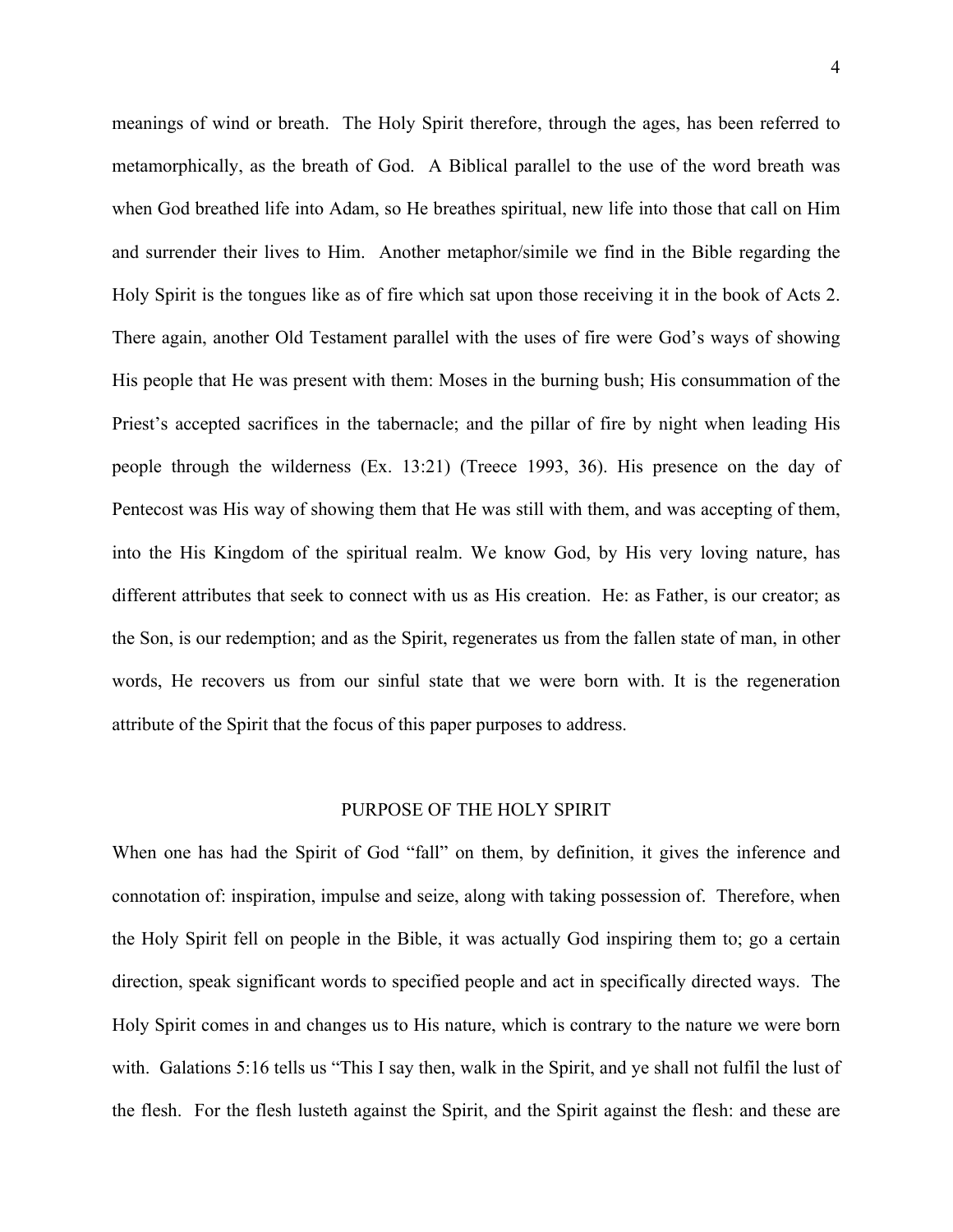meanings of wind or breath. The Holy Spirit therefore, through the ages, has been referred to metamorphically, as the breath of God. A Biblical parallel to the use of the word breath was when God breathed life into Adam, so He breathes spiritual, new life into those that call on Him and surrender their lives to Him. Another metaphor/simile we find in the Bible regarding the Holy Spirit is the tongues like as of fire which sat upon those receiving it in the book of Acts 2. There again, another Old Testament parallel with the uses of fire were God's ways of showing His people that He was present with them: Moses in the burning bush; His consummation of the Priest's accepted sacrifices in the tabernacle; and the pillar of fire by night when leading His people through the wilderness (Ex. 13:21) (Treece 1993, 36). His presence on the day of Pentecost was His way of showing them that He was still with them, and was accepting of them, into the His Kingdom of the spiritual realm. We know God, by His very loving nature, has different attributes that seek to connect with us as His creation. He: as Father, is our creator; as the Son, is our redemption; and as the Spirit, regenerates us from the fallen state of man, in other words, He recovers us from our sinful state that we were born with. It is the regeneration attribute of the Spirit that the focus of this paper purposes to address.

## PURPOSE OF THE HOLY SPIRIT

When one has had the Spirit of God "fall" on them, by definition, it gives the inference and connotation of: inspiration, impulse and seize, along with taking possession of. Therefore, when the Holy Spirit fell on people in the Bible, it was actually God inspiring them to; go a certain direction, speak significant words to specified people and act in specifically directed ways. The Holy Spirit comes in and changes us to His nature, which is contrary to the nature we were born with. Galations 5:16 tells us "This I say then, walk in the Spirit, and ye shall not fulfil the lust of the flesh. For the flesh lusteth against the Spirit, and the Spirit against the flesh: and these are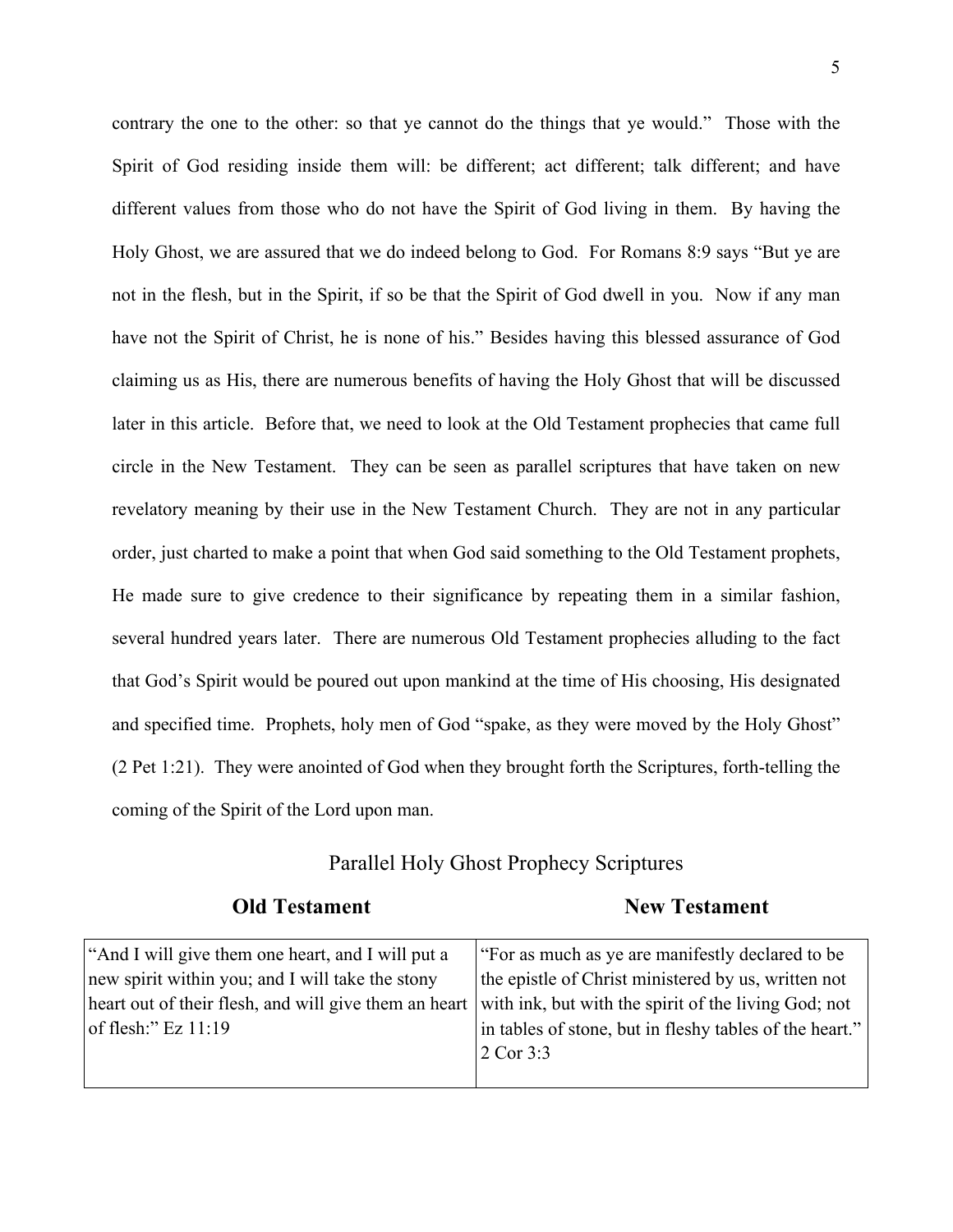contrary the one to the other: so that ye cannot do the things that ye would." Those with the Spirit of God residing inside them will: be different; act different; talk different; and have different values from those who do not have the Spirit of God living in them. By having the Holy Ghost, we are assured that we do indeed belong to God. For Romans 8:9 says "But ye are not in the flesh, but in the Spirit, if so be that the Spirit of God dwell in you. Now if any man have not the Spirit of Christ, he is none of his." Besides having this blessed assurance of God claiming us as His, there are numerous benefits of having the Holy Ghost that will be discussed later in this article. Before that, we need to look at the Old Testament prophecies that came full circle in the New Testament. They can be seen as parallel scriptures that have taken on new revelatory meaning by their use in the New Testament Church. They are not in any particular order, just charted to make a point that when God said something to the Old Testament prophets, He made sure to give credence to their significance by repeating them in a similar fashion, several hundred years later. There are numerous Old Testament prophecies alluding to the fact that God's Spirit would be poured out upon mankind at the time of His choosing, His designated and specified time. Prophets, holy men of God "spake, as they were moved by the Holy Ghost" (2 Pet 1:21). They were anointed of God when they brought forth the Scriptures, forth-telling the coming of the Spirit of the Lord upon man.

## Parallel Holy Ghost Prophecy Scriptures

| **Old Testament** | **New Testament** |
|---|---|
| "And I will give them one heart, and I will put a new spirit within you; and I will take the stony heart out of their flesh, and will give them an heart of flesh:" Ez 11:19 | "For as much as ye are manifestly declared to be the epistle of Christ ministered by us, written not with ink, but with the spirit of the living God; not in tables of stone, but in fleshy tables of the heart." 2 Cor 3:3 |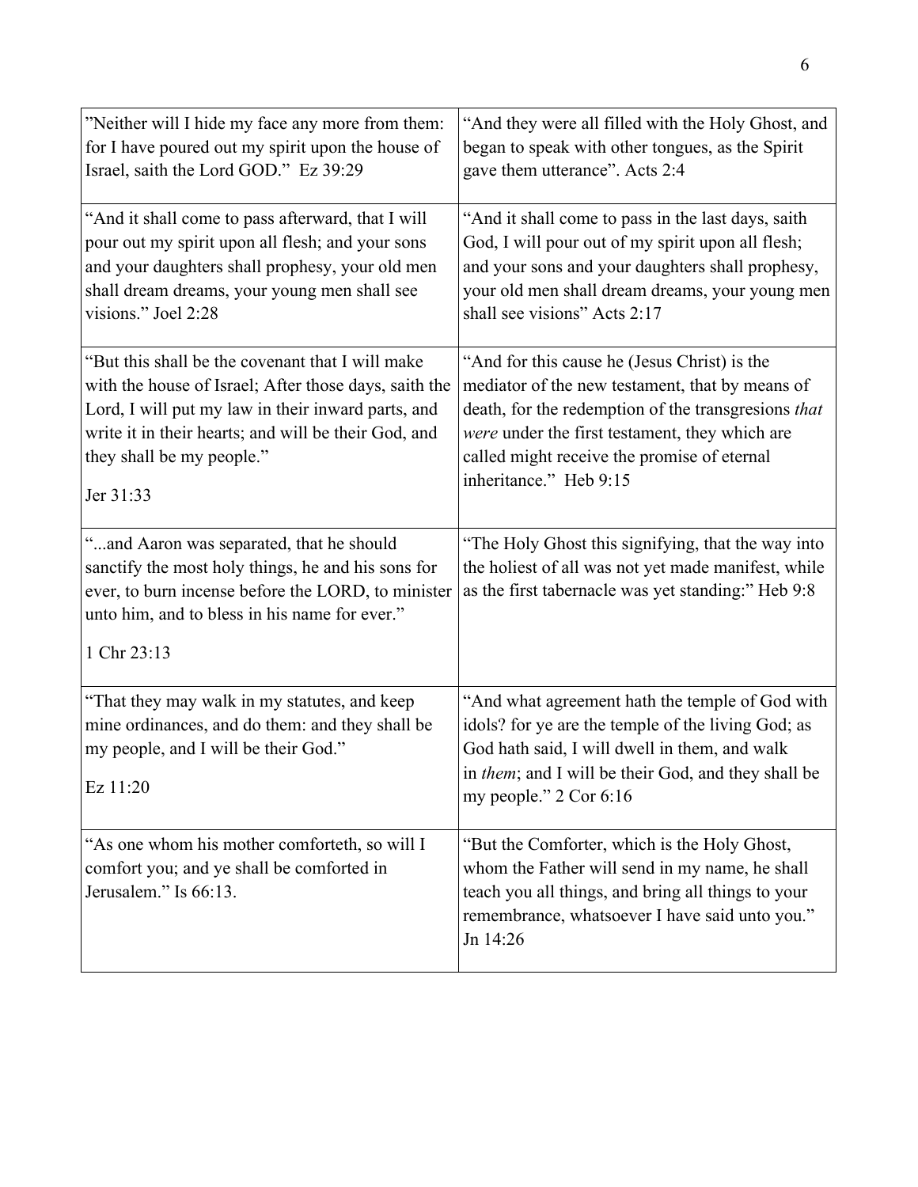| | |
|---|---|
| ”Neither will I hide my face any more from them: for I have poured out my spirit upon the house of Israel, saith the Lord GOD.” Ez 39:29 | “And they were all filled with the Holy Ghost, and began to speak with other tongues, as the Spirit gave them utterance”. Acts 2:4 |
| “And it shall come to pass afterward, that I will pour out my spirit upon all flesh; and your sons and your daughters shall prophesy, your old men shall dream dreams, your young men shall see visions.” Joel 2:28 | “And it shall come to pass in the last days, saith God, I will pour out of my spirit upon all flesh; and your sons and your daughters shall prophesy, your old men shall dream dreams, your young men shall see visions” Acts 2:17 |
| “But this shall be the covenant that I will make with the house of Israel; After those days, saith the Lord, I will put my law in their inward parts, and write it in their hearts; and will be their God, and they shall be my people.” Jer 31:33 | “And for this cause he (Jesus Christ) is the mediator of the new testament, that by means of death, for the redemption of the transgresions *that were* under the first testament, they which are called might receive the promise of eternal inheritance.” Heb 9:15 |
| “...and Aaron was separated, that he should sanctify the most holy things, he and his sons for ever, to burn incense before the LORD, to minister unto him, and to bless in his name for ever.” 1 Chr 23:13 | “The Holy Ghost this signifying, that the way into the holiest of all was not yet made manifest, while as the first tabernacle was yet standing:” Heb 9:8 |
| “That they may walk in my statutes, and keep mine ordinances, and do them: and they shall be my people, and I will be their God.” Ez 11:20 | “And what agreement hath the temple of God with idols? for ye are the temple of the living God; as God hath said, I will dwell in them, and walk in *them*; and I will be their God, and they shall be my people.” 2 Cor 6:16 |
| “As one whom his mother comforteth, so will I comfort you; and ye shall be comforted in Jerusalem.” Is 66:13. | “But the Comforter, which is the Holy Ghost, whom the Father will send in my name, he shall teach you all things, and bring all things to your remembrance, whatsoever I have said unto you.” Jn 14:26 |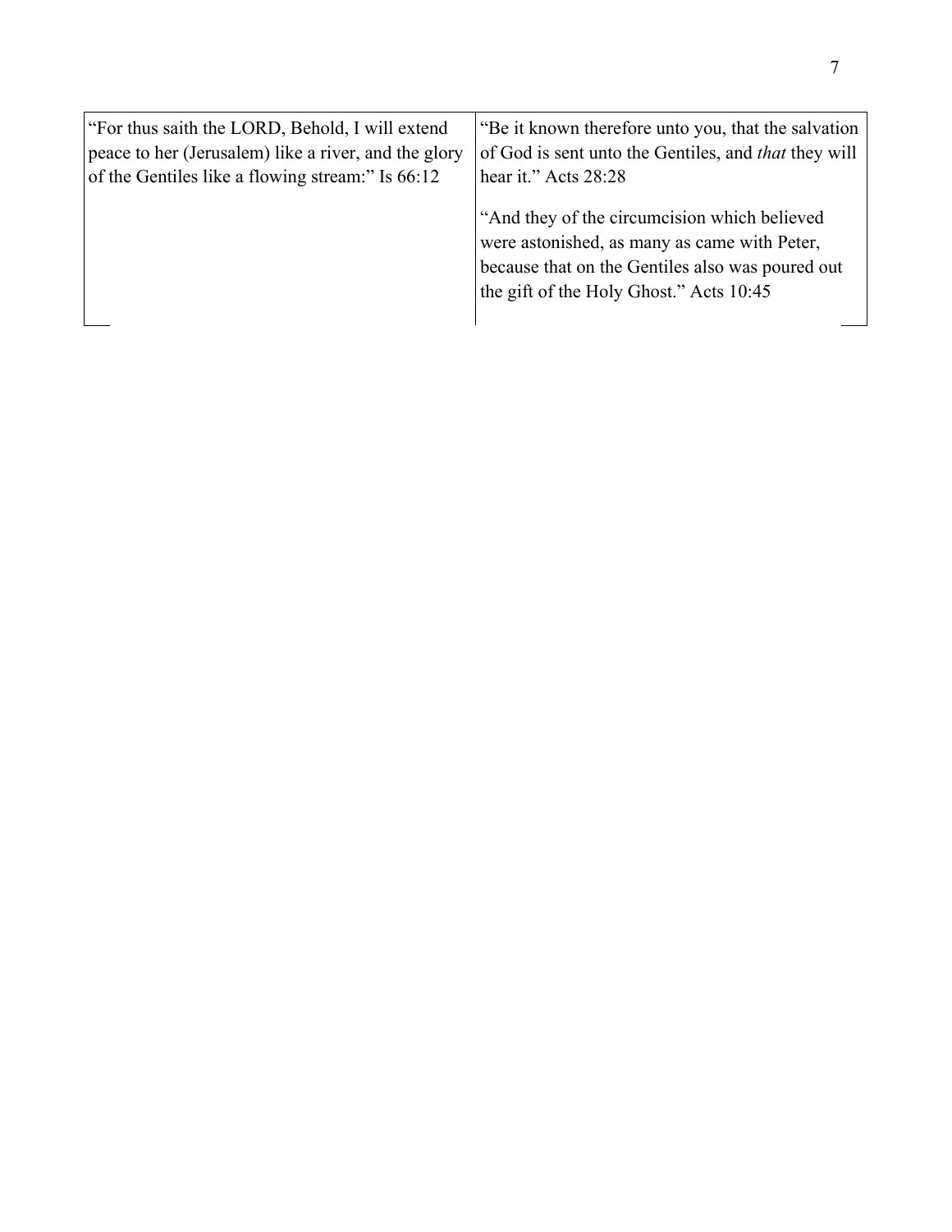| | |
|---|---|
| "For thus saith the LORD, Behold, I will extend peace to her (Jerusalem) like a river, and the glory of the Gentiles like a flowing stream:" Is 66:12 | "Be it known therefore unto you, that the salvation of God is sent unto the Gentiles, and *that* they will hear it." Acts 28:28<br><br>"And they of the circumcision which believed were astonished, as many as came with Peter, because that on the Gentiles also was poured out the gift of the Holy Ghost." Acts 10:45 |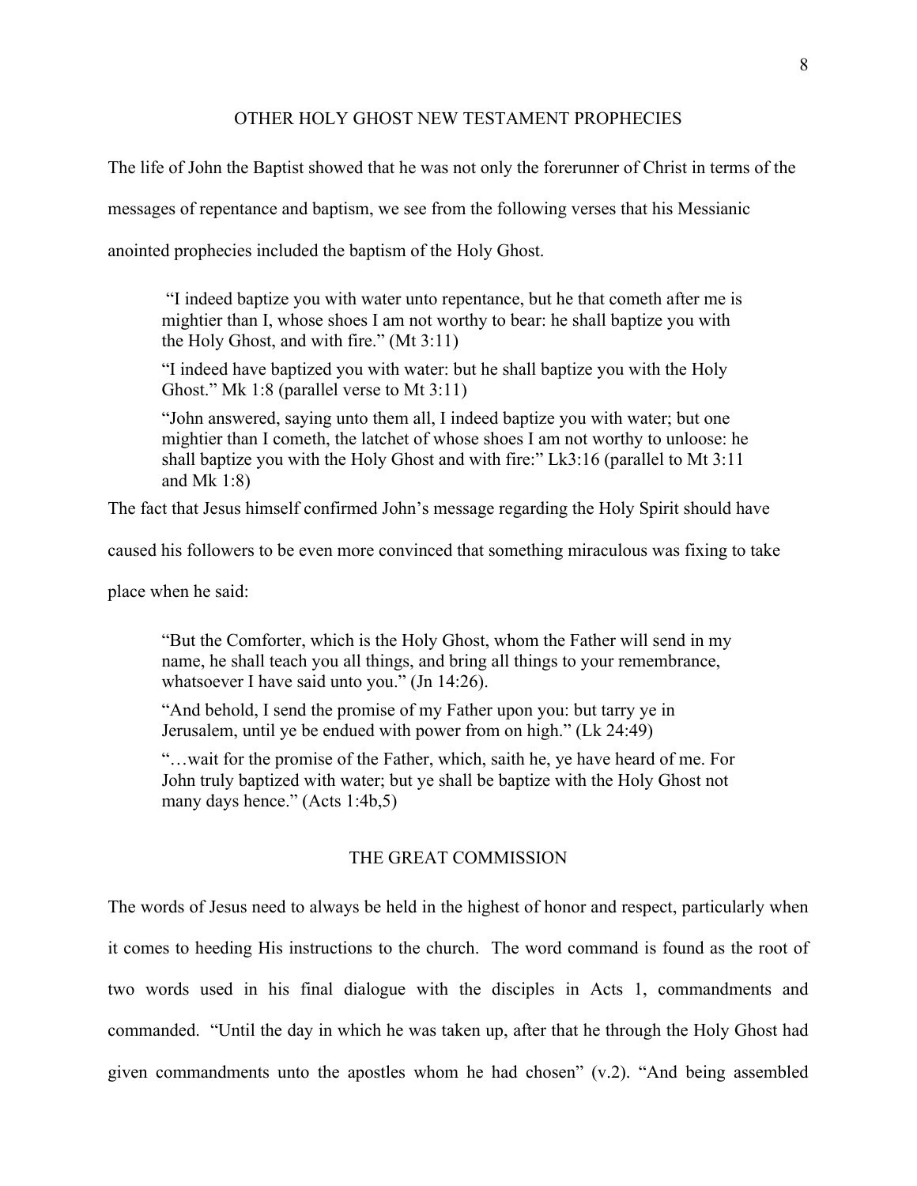## OTHER HOLY GHOST NEW TESTAMENT PROPHECIES

The life of John the Baptist showed that he was not only the forerunner of Christ in terms of the messages of repentance and baptism, we see from the following verses that his Messianic anointed prophecies included the baptism of the Holy Ghost.

> "I indeed baptize you with water unto repentance, but he that cometh after me is mightier than I, whose shoes I am not worthy to bear: he shall baptize you with the Holy Ghost, and with fire." (Mt 3:11)
>
> "I indeed have baptized you with water: but he shall baptize you with the Holy Ghost." Mk 1:8 (parallel verse to Mt 3:11)
>
> "John answered, saying unto them all, I indeed baptize you with water; but one mightier than I cometh, the latchet of whose shoes I am not worthy to unloose: he shall baptize you with the Holy Ghost and with fire:" Lk3:16 (parallel to Mt 3:11 and Mk 1:8)

The fact that Jesus himself confirmed John's message regarding the Holy Spirit should have caused his followers to be even more convinced that something miraculous was fixing to take place when he said:

> "But the Comforter, which is the Holy Ghost, whom the Father will send in my name, he shall teach you all things, and bring all things to your remembrance, whatsoever I have said unto you." (Jn 14:26).
>
> "And behold, I send the promise of my Father upon you: but tarry ye in Jerusalem, until ye be endued with power from on high." (Lk 24:49)
>
> "…wait for the promise of the Father, which, saith he, ye have heard of me. For John truly baptized with water; but ye shall be baptize with the Holy Ghost not many days hence." (Acts 1:4b,5)

## THE GREAT COMMISSION

The words of Jesus need to always be held in the highest of honor and respect, particularly when it comes to heeding His instructions to the church. The word command is found as the root of two words used in his final dialogue with the disciples in Acts 1, commandments and commanded. "Until the day in which he was taken up, after that he through the Holy Ghost had given commandments unto the apostles whom he had chosen" (v.2). "And being assembled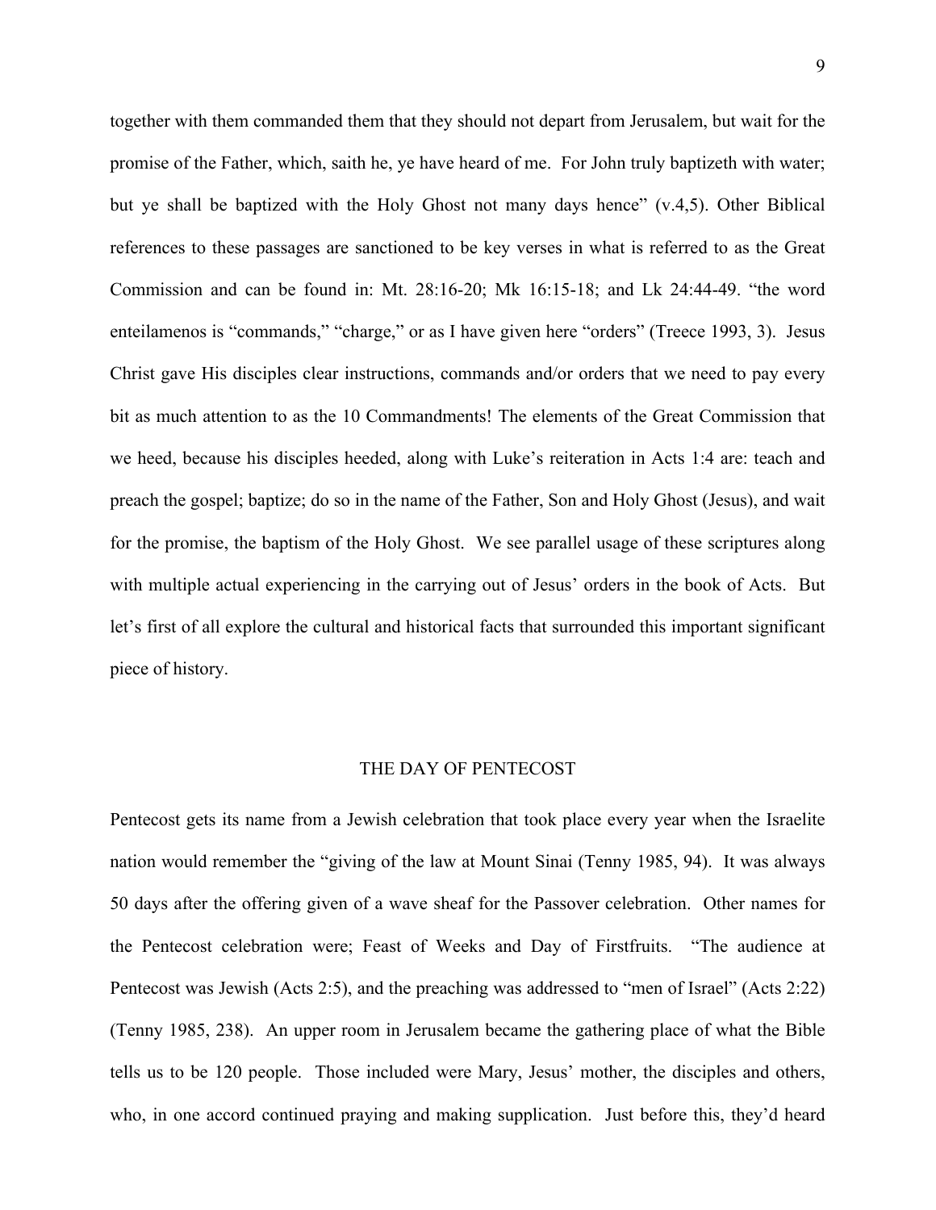together with them commanded them that they should not depart from Jerusalem, but wait for the promise of the Father, which, saith he, ye have heard of me. For John truly baptizeth with water; but ye shall be baptized with the Holy Ghost not many days hence" (v.4,5). Other Biblical references to these passages are sanctioned to be key verses in what is referred to as the Great Commission and can be found in: Mt. 28:16-20; Mk 16:15-18; and Lk 24:44-49. "the word enteilamenos is "commands," "charge," or as I have given here "orders" (Treece 1993, 3). Jesus Christ gave His disciples clear instructions, commands and/or orders that we need to pay every bit as much attention to as the 10 Commandments! The elements of the Great Commission that we heed, because his disciples heeded, along with Luke's reiteration in Acts 1:4 are: teach and preach the gospel; baptize; do so in the name of the Father, Son and Holy Ghost (Jesus), and wait for the promise, the baptism of the Holy Ghost. We see parallel usage of these scriptures along with multiple actual experiencing in the carrying out of Jesus' orders in the book of Acts. But let's first of all explore the cultural and historical facts that surrounded this important significant piece of history.

## THE DAY OF PENTECOST

Pentecost gets its name from a Jewish celebration that took place every year when the Israelite nation would remember the "giving of the law at Mount Sinai (Tenny 1985, 94). It was always 50 days after the offering given of a wave sheaf for the Passover celebration. Other names for the Pentecost celebration were; Feast of Weeks and Day of Firstfruits. "The audience at Pentecost was Jewish (Acts 2:5), and the preaching was addressed to "men of Israel" (Acts 2:22) (Tenny 1985, 238). An upper room in Jerusalem became the gathering place of what the Bible tells us to be 120 people. Those included were Mary, Jesus' mother, the disciples and others, who, in one accord continued praying and making supplication. Just before this, they'd heard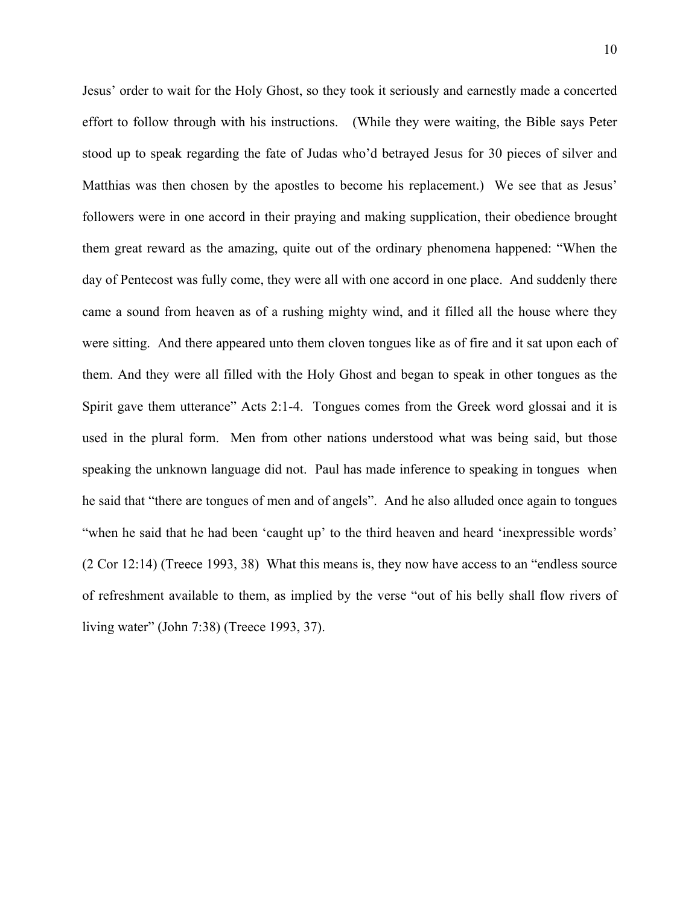Jesus' order to wait for the Holy Ghost, so they took it seriously and earnestly made a concerted effort to follow through with his instructions. (While they were waiting, the Bible says Peter stood up to speak regarding the fate of Judas who'd betrayed Jesus for 30 pieces of silver and Matthias was then chosen by the apostles to become his replacement.) We see that as Jesus' followers were in one accord in their praying and making supplication, their obedience brought them great reward as the amazing, quite out of the ordinary phenomena happened: "When the day of Pentecost was fully come, they were all with one accord in one place. And suddenly there came a sound from heaven as of a rushing mighty wind, and it filled all the house where they were sitting. And there appeared unto them cloven tongues like as of fire and it sat upon each of them. And they were all filled with the Holy Ghost and began to speak in other tongues as the Spirit gave them utterance" Acts 2:1-4. Tongues comes from the Greek word glossai and it is used in the plural form. Men from other nations understood what was being said, but those speaking the unknown language did not. Paul has made inference to speaking in tongues when he said that "there are tongues of men and of angels". And he also alluded once again to tongues "when he said that he had been 'caught up' to the third heaven and heard 'inexpressible words' (2 Cor 12:14) (Treece 1993, 38) What this means is, they now have access to an "endless source of refreshment available to them, as implied by the verse "out of his belly shall flow rivers of living water" (John 7:38) (Treece 1993, 37).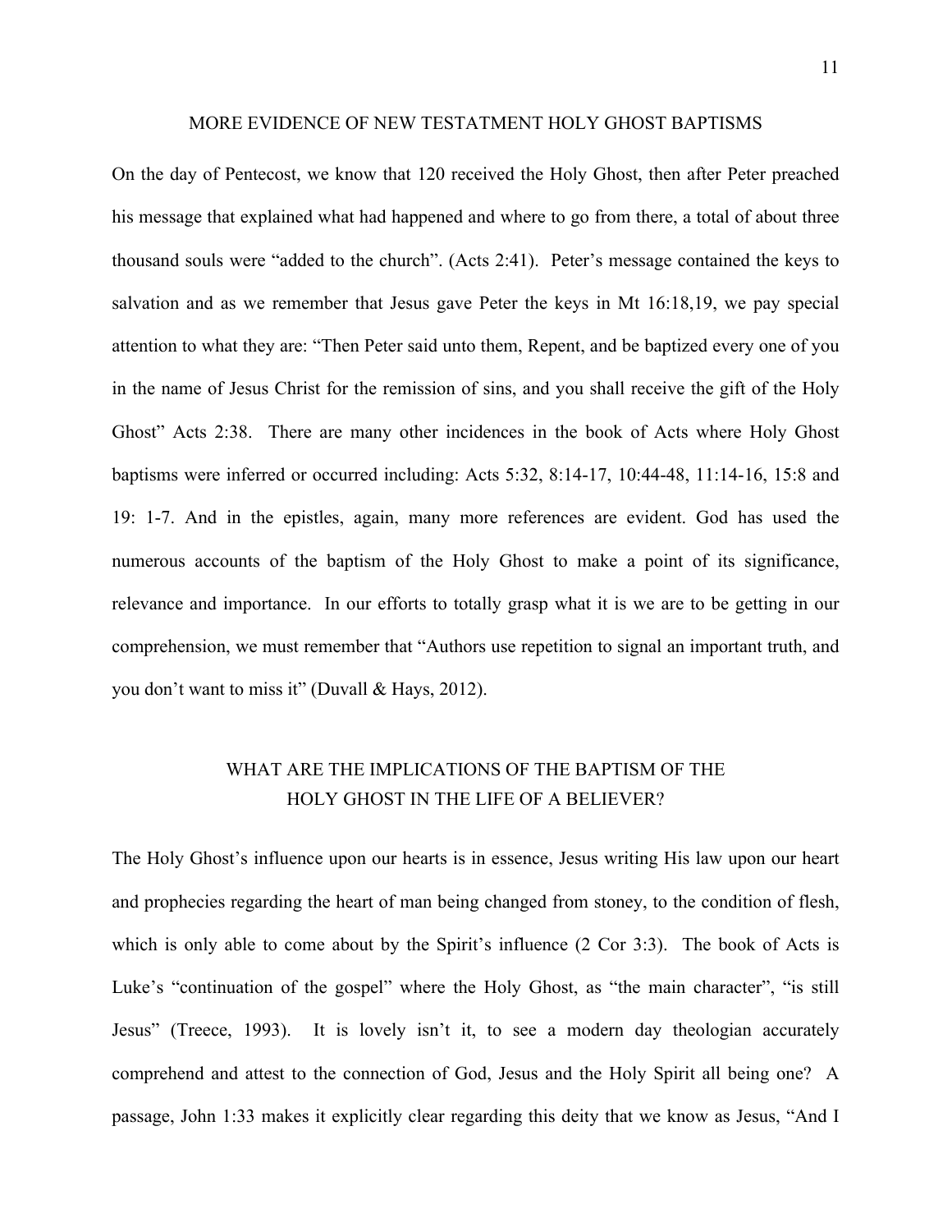## MORE EVIDENCE OF NEW TESTATMENT HOLY GHOST BAPTISMS

On the day of Pentecost, we know that 120 received the Holy Ghost, then after Peter preached his message that explained what had happened and where to go from there, a total of about three thousand souls were "added to the church". (Acts 2:41). Peter's message contained the keys to salvation and as we remember that Jesus gave Peter the keys in Mt 16:18,19, we pay special attention to what they are: "Then Peter said unto them, Repent, and be baptized every one of you in the name of Jesus Christ for the remission of sins, and you shall receive the gift of the Holy Ghost" Acts 2:38. There are many other incidences in the book of Acts where Holy Ghost baptisms were inferred or occurred including: Acts 5:32, 8:14-17, 10:44-48, 11:14-16, 15:8 and 19: 1-7. And in the epistles, again, many more references are evident. God has used the numerous accounts of the baptism of the Holy Ghost to make a point of its significance, relevance and importance. In our efforts to totally grasp what it is we are to be getting in our comprehension, we must remember that "Authors use repetition to signal an important truth, and you don't want to miss it" (Duvall & Hays, 2012).

## WHAT ARE THE IMPLICATIONS OF THE BAPTISM OF THE HOLY GHOST IN THE LIFE OF A BELIEVER?

The Holy Ghost's influence upon our hearts is in essence, Jesus writing His law upon our heart and prophecies regarding the heart of man being changed from stoney, to the condition of flesh, which is only able to come about by the Spirit's influence (2 Cor 3:3). The book of Acts is Luke's "continuation of the gospel" where the Holy Ghost, as "the main character", "is still Jesus" (Treece, 1993). It is lovely isn't it, to see a modern day theologian accurately comprehend and attest to the connection of God, Jesus and the Holy Spirit all being one? A passage, John 1:33 makes it explicitly clear regarding this deity that we know as Jesus, "And I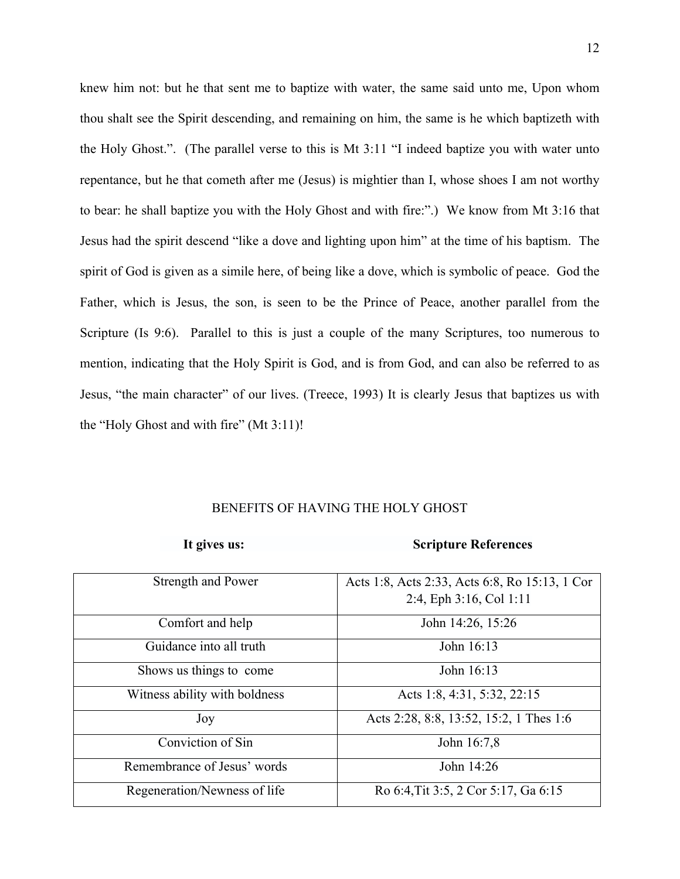knew him not: but he that sent me to baptize with water, the same said unto me, Upon whom thou shalt see the Spirit descending, and remaining on him, the same is he which baptizeth with the Holy Ghost.". (The parallel verse to this is Mt 3:11 "I indeed baptize you with water unto repentance, but he that cometh after me (Jesus) is mightier than I, whose shoes I am not worthy to bear: he shall baptize you with the Holy Ghost and with fire:".) We know from Mt 3:16 that Jesus had the spirit descend "like a dove and lighting upon him" at the time of his baptism. The spirit of God is given as a simile here, of being like a dove, which is symbolic of peace. God the Father, which is Jesus, the son, is seen to be the Prince of Peace, another parallel from the Scripture (Is 9:6). Parallel to this is just a couple of the many Scriptures, too numerous to mention, indicating that the Holy Spirit is God, and is from God, and can also be referred to as Jesus, "the main character" of our lives. (Treece, 1993) It is clearly Jesus that baptizes us with the "Holy Ghost and with fire" (Mt 3:11)!

## BENEFITS OF HAVING THE HOLY GHOST

| **It gives us:** | **Scripture References** |
|---|---|
| Strength and Power | Acts 1:8, Acts 2:33, Acts 6:8, Ro 15:13, 1 Cor 2:4, Eph 3:16, Col 1:11 |
| Comfort and help | John 14:26, 15:26 |
| Guidance into all truth | John 16:13 |
| Shows us things to come | John 16:13 |
| Witness ability with boldness | Acts 1:8, 4:31, 5:32, 22:15 |
| Joy | Acts 2:28, 8:8, 13:52, 15:2, 1 Thes 1:6 |
| Conviction of Sin | John 16:7,8 |
| Remembrance of Jesus' words | John 14:26 |
| Regeneration/Newness of life | Ro 6:4,Tit 3:5, 2 Cor 5:17, Ga 6:15 |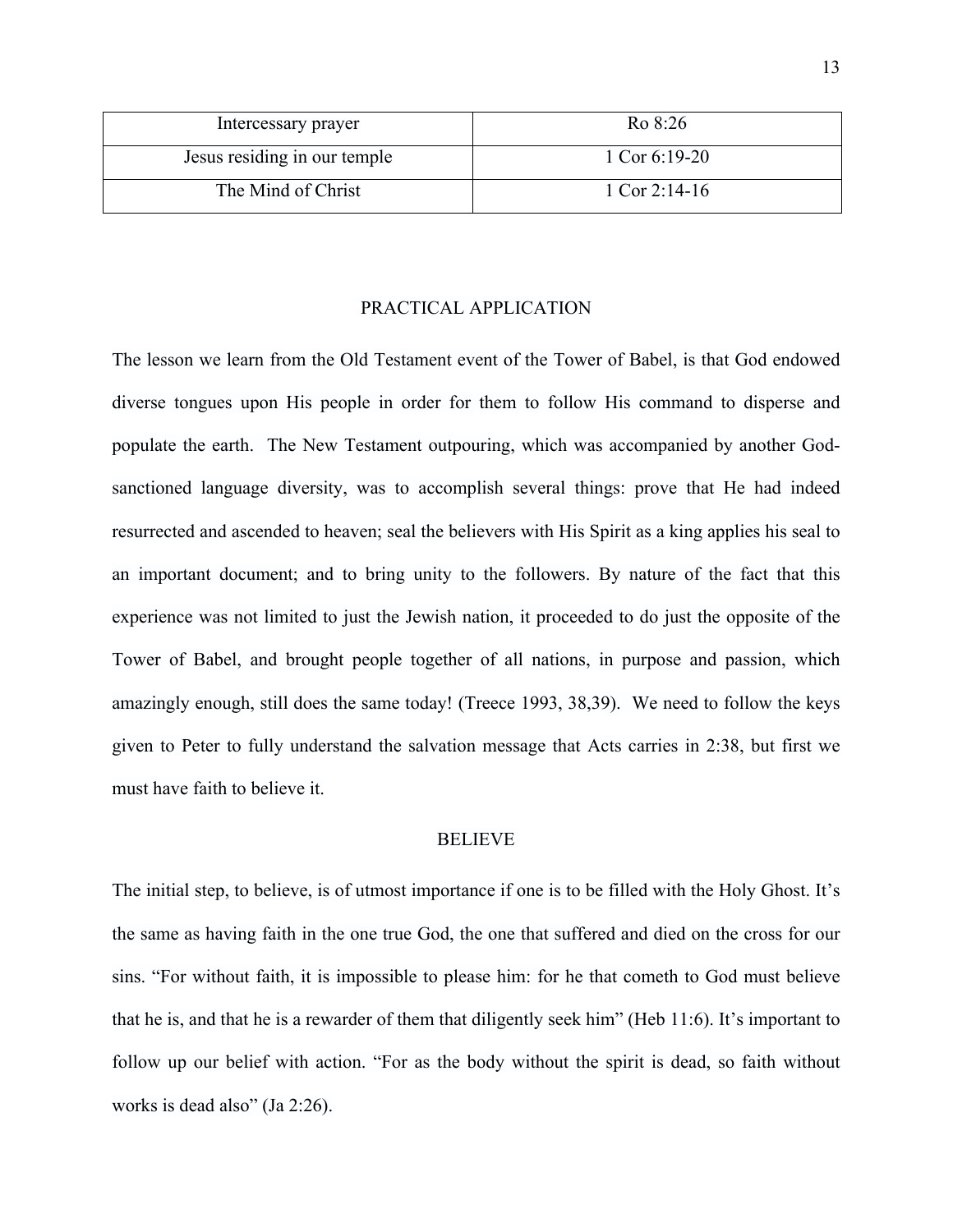| Intercessary prayer | Ro 8:26 |
|---|---|
| Jesus residing in our temple | 1 Cor 6:19-20 |
| The Mind of Christ | 1 Cor 2:14-16 |

## PRACTICAL APPLICATION

The lesson we learn from the Old Testament event of the Tower of Babel, is that God endowed diverse tongues upon His people in order for them to follow His command to disperse and populate the earth. The New Testament outpouring, which was accompanied by another God-sanctioned language diversity, was to accomplish several things: prove that He had indeed resurrected and ascended to heaven; seal the believers with His Spirit as a king applies his seal to an important document; and to bring unity to the followers. By nature of the fact that this experience was not limited to just the Jewish nation, it proceeded to do just the opposite of the Tower of Babel, and brought people together of all nations, in purpose and passion, which amazingly enough, still does the same today! (Treece 1993, 38,39). We need to follow the keys given to Peter to fully understand the salvation message that Acts carries in 2:38, but first we must have faith to believe it.

## BELIEVE

The initial step, to believe, is of utmost importance if one is to be filled with the Holy Ghost. It's the same as having faith in the one true God, the one that suffered and died on the cross for our sins. "For without faith, it is impossible to please him: for he that cometh to God must believe that he is, and that he is a rewarder of them that diligently seek him" (Heb 11:6). It's important to follow up our belief with action. "For as the body without the spirit is dead, so faith without works is dead also" (Ja 2:26).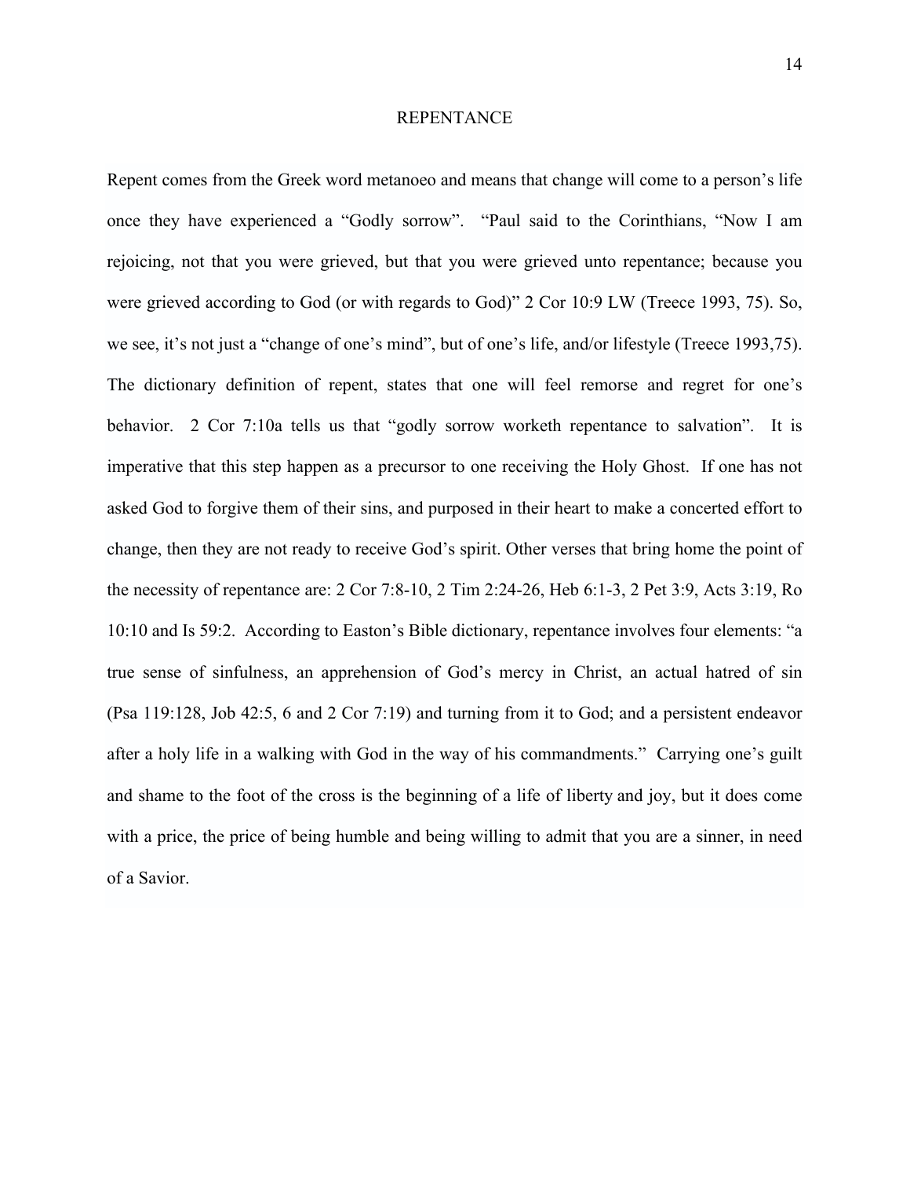# REPENTANCE

Repent comes from the Greek word metanoeo and means that change will come to a person's life once they have experienced a "Godly sorrow". "Paul said to the Corinthians, "Now I am rejoicing, not that you were grieved, but that you were grieved unto repentance; because you were grieved according to God (or with regards to God)" 2 Cor 10:9 LW (Treece 1993, 75). So, we see, it's not just a "change of one's mind", but of one's life, and/or lifestyle (Treece 1993,75). The dictionary definition of repent, states that one will feel remorse and regret for one's behavior. 2 Cor 7:10a tells us that "godly sorrow worketh repentance to salvation". It is imperative that this step happen as a precursor to one receiving the Holy Ghost. If one has not asked God to forgive them of their sins, and purposed in their heart to make a concerted effort to change, then they are not ready to receive God's spirit. Other verses that bring home the point of the necessity of repentance are: 2 Cor 7:8-10, 2 Tim 2:24-26, Heb 6:1-3, 2 Pet 3:9, Acts 3:19, Ro 10:10 and Is 59:2. According to Easton's Bible dictionary, repentance involves four elements: "a true sense of sinfulness, an apprehension of God's mercy in Christ, an actual hatred of sin (Psa 119:128, Job 42:5, 6 and 2 Cor 7:19) and turning from it to God; and a persistent endeavor after a holy life in a walking with God in the way of his commandments." Carrying one's guilt and shame to the foot of the cross is the beginning of a life of liberty and joy, but it does come with a price, the price of being humble and being willing to admit that you are a sinner, in need of a Savior.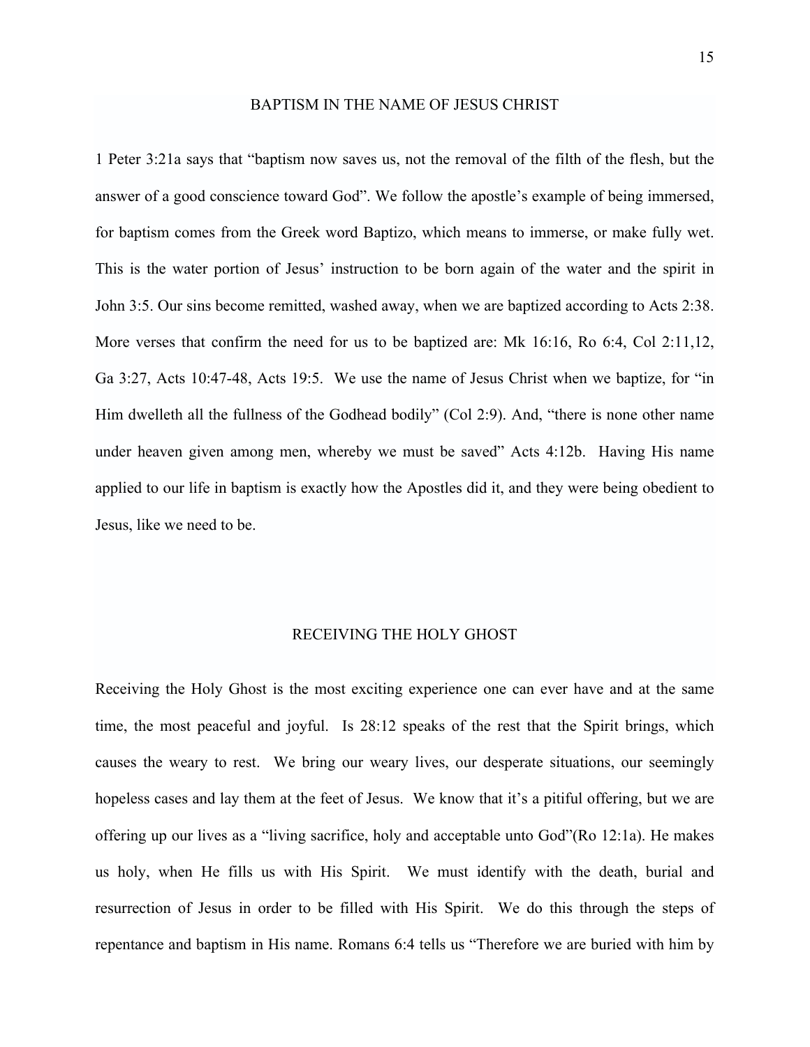## BAPTISM IN THE NAME OF JESUS CHRIST

1 Peter 3:21a says that "baptism now saves us, not the removal of the filth of the flesh, but the answer of a good conscience toward God". We follow the apostle's example of being immersed, for baptism comes from the Greek word Baptizo, which means to immerse, or make fully wet. This is the water portion of Jesus' instruction to be born again of the water and the spirit in John 3:5. Our sins become remitted, washed away, when we are baptized according to Acts 2:38. More verses that confirm the need for us to be baptized are: Mk 16:16, Ro 6:4, Col 2:11,12, Ga 3:27, Acts 10:47-48, Acts 19:5. We use the name of Jesus Christ when we baptize, for "in Him dwelleth all the fullness of the Godhead bodily" (Col 2:9). And, "there is none other name under heaven given among men, whereby we must be saved" Acts 4:12b. Having His name applied to our life in baptism is exactly how the Apostles did it, and they were being obedient to Jesus, like we need to be.

## RECEIVING THE HOLY GHOST

Receiving the Holy Ghost is the most exciting experience one can ever have and at the same time, the most peaceful and joyful. Is 28:12 speaks of the rest that the Spirit brings, which causes the weary to rest. We bring our weary lives, our desperate situations, our seemingly hopeless cases and lay them at the feet of Jesus. We know that it's a pitiful offering, but we are offering up our lives as a "living sacrifice, holy and acceptable unto God"(Ro 12:1a). He makes us holy, when He fills us with His Spirit. We must identify with the death, burial and resurrection of Jesus in order to be filled with His Spirit. We do this through the steps of repentance and baptism in His name. Romans 6:4 tells us "Therefore we are buried with him by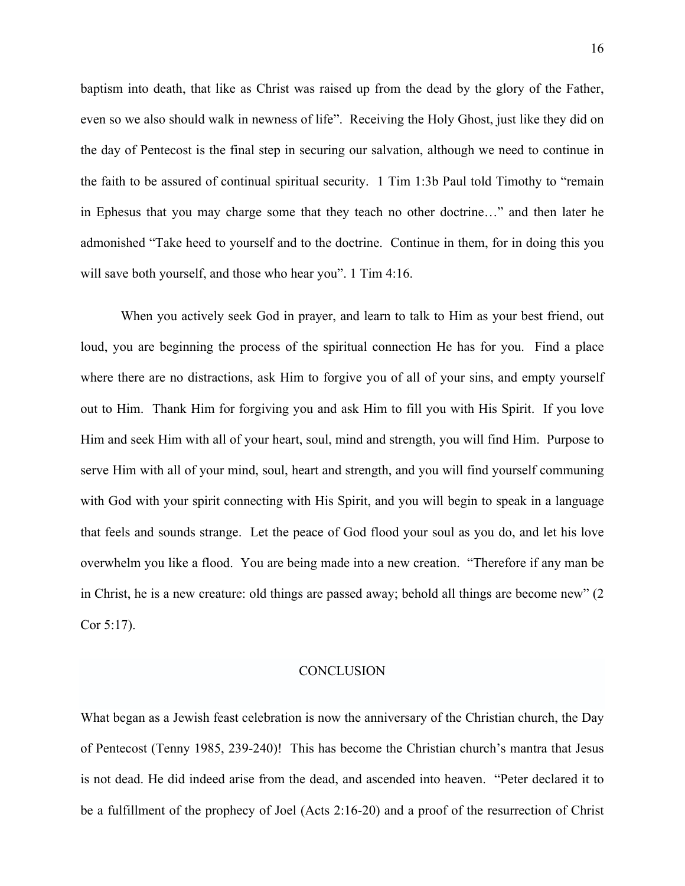baptism into death, that like as Christ was raised up from the dead by the glory of the Father, even so we also should walk in newness of life". Receiving the Holy Ghost, just like they did on the day of Pentecost is the final step in securing our salvation, although we need to continue in the faith to be assured of continual spiritual security. 1 Tim 1:3b Paul told Timothy to "remain in Ephesus that you may charge some that they teach no other doctrine…" and then later he admonished "Take heed to yourself and to the doctrine. Continue in them, for in doing this you will save both yourself, and those who hear you". 1 Tim 4:16.

When you actively seek God in prayer, and learn to talk to Him as your best friend, out loud, you are beginning the process of the spiritual connection He has for you. Find a place where there are no distractions, ask Him to forgive you of all of your sins, and empty yourself out to Him. Thank Him for forgiving you and ask Him to fill you with His Spirit. If you love Him and seek Him with all of your heart, soul, mind and strength, you will find Him. Purpose to serve Him with all of your mind, soul, heart and strength, and you will find yourself communing with God with your spirit connecting with His Spirit, and you will begin to speak in a language that feels and sounds strange. Let the peace of God flood your soul as you do, and let his love overwhelm you like a flood. You are being made into a new creation. "Therefore if any man be in Christ, he is a new creature: old things are passed away; behold all things are become new" (2 Cor 5:17).

## CONCLUSION

What began as a Jewish feast celebration is now the anniversary of the Christian church, the Day of Pentecost (Tenny 1985, 239-240)! This has become the Christian church's mantra that Jesus is not dead. He did indeed arise from the dead, and ascended into heaven. "Peter declared it to be a fulfillment of the prophecy of Joel (Acts 2:16-20) and a proof of the resurrection of Christ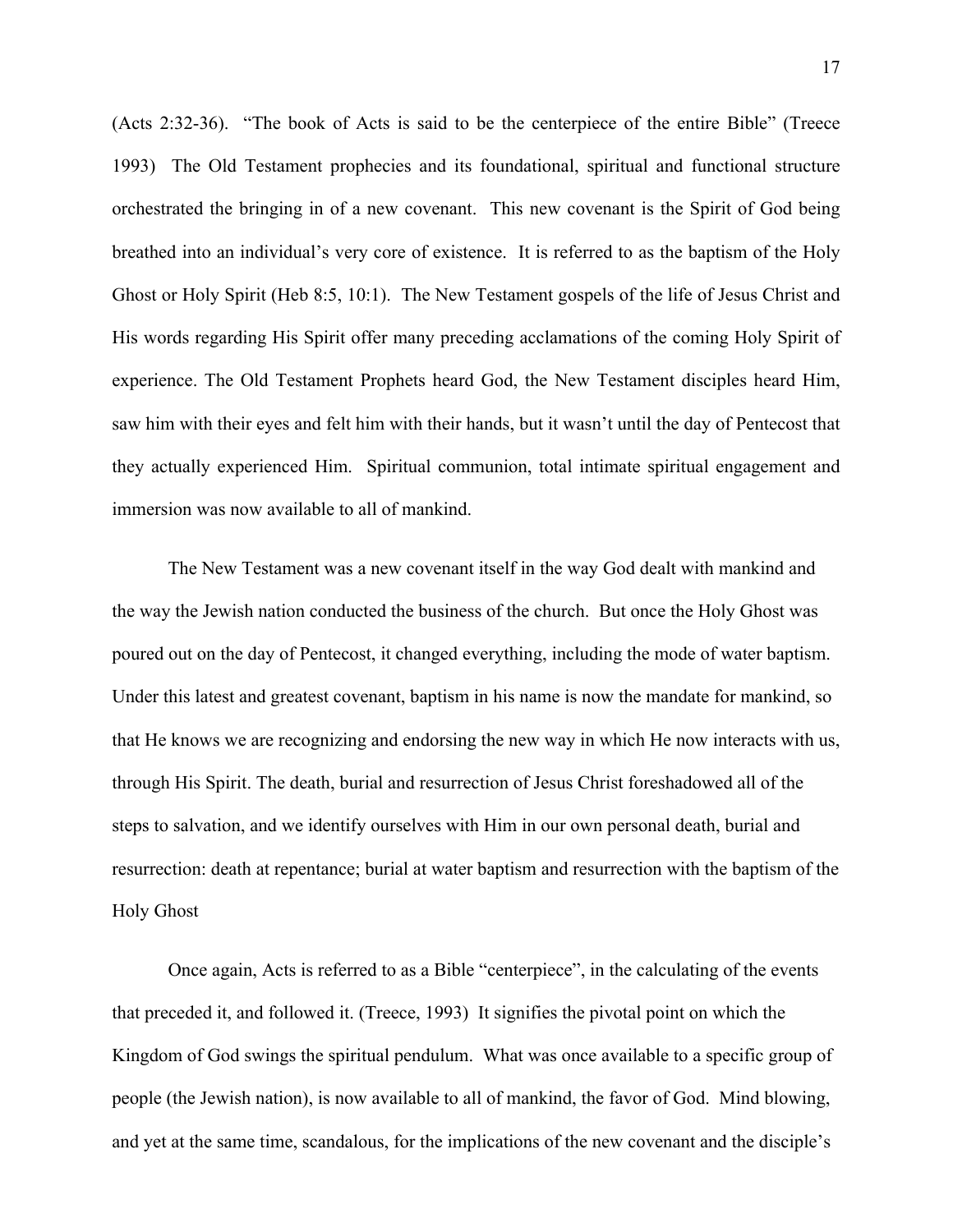(Acts 2:32-36). "The book of Acts is said to be the centerpiece of the entire Bible" (Treece 1993) The Old Testament prophecies and its foundational, spiritual and functional structure orchestrated the bringing in of a new covenant. This new covenant is the Spirit of God being breathed into an individual's very core of existence. It is referred to as the baptism of the Holy Ghost or Holy Spirit (Heb 8:5, 10:1). The New Testament gospels of the life of Jesus Christ and His words regarding His Spirit offer many preceding acclamations of the coming Holy Spirit of experience. The Old Testament Prophets heard God, the New Testament disciples heard Him, saw him with their eyes and felt him with their hands, but it wasn't until the day of Pentecost that they actually experienced Him. Spiritual communion, total intimate spiritual engagement and immersion was now available to all of mankind.

The New Testament was a new covenant itself in the way God dealt with mankind and the way the Jewish nation conducted the business of the church. But once the Holy Ghost was poured out on the day of Pentecost, it changed everything, including the mode of water baptism. Under this latest and greatest covenant, baptism in his name is now the mandate for mankind, so that He knows we are recognizing and endorsing the new way in which He now interacts with us, through His Spirit. The death, burial and resurrection of Jesus Christ foreshadowed all of the steps to salvation, and we identify ourselves with Him in our own personal death, burial and resurrection: death at repentance; burial at water baptism and resurrection with the baptism of the Holy Ghost

Once again, Acts is referred to as a Bible "centerpiece", in the calculating of the events that preceded it, and followed it. (Treece, 1993) It signifies the pivotal point on which the Kingdom of God swings the spiritual pendulum. What was once available to a specific group of people (the Jewish nation), is now available to all of mankind, the favor of God. Mind blowing, and yet at the same time, scandalous, for the implications of the new covenant and the disciple's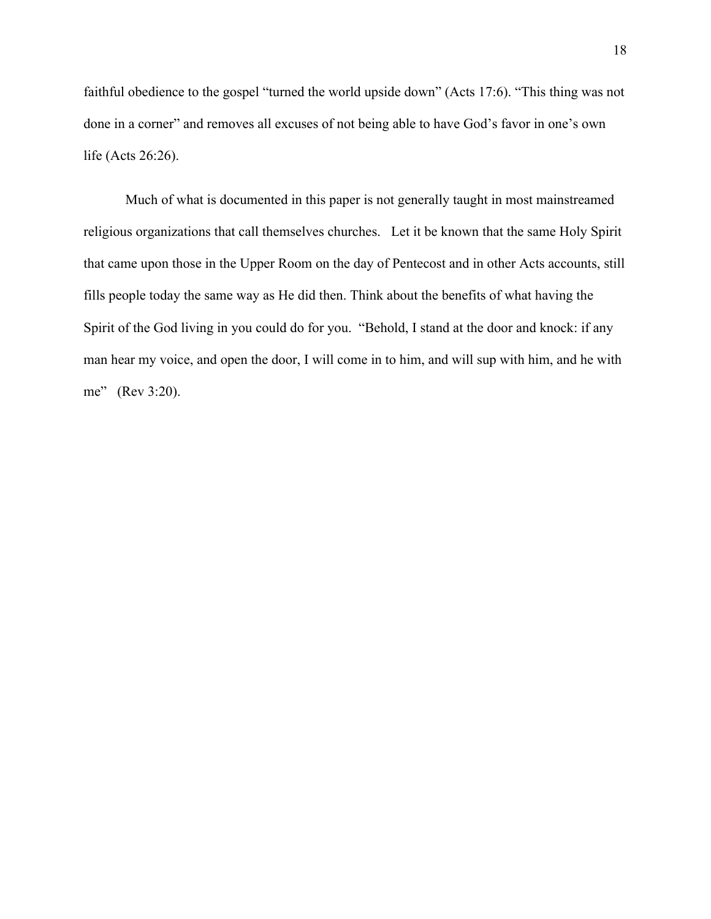faithful obedience to the gospel "turned the world upside down" (Acts 17:6). "This thing was not done in a corner" and removes all excuses of not being able to have God's favor in one's own life (Acts 26:26).

Much of what is documented in this paper is not generally taught in most mainstreamed religious organizations that call themselves churches. Let it be known that the same Holy Spirit that came upon those in the Upper Room on the day of Pentecost and in other Acts accounts, still fills people today the same way as He did then. Think about the benefits of what having the Spirit of the God living in you could do for you. "Behold, I stand at the door and knock: if any man hear my voice, and open the door, I will come in to him, and will sup with him, and he with me" (Rev 3:20).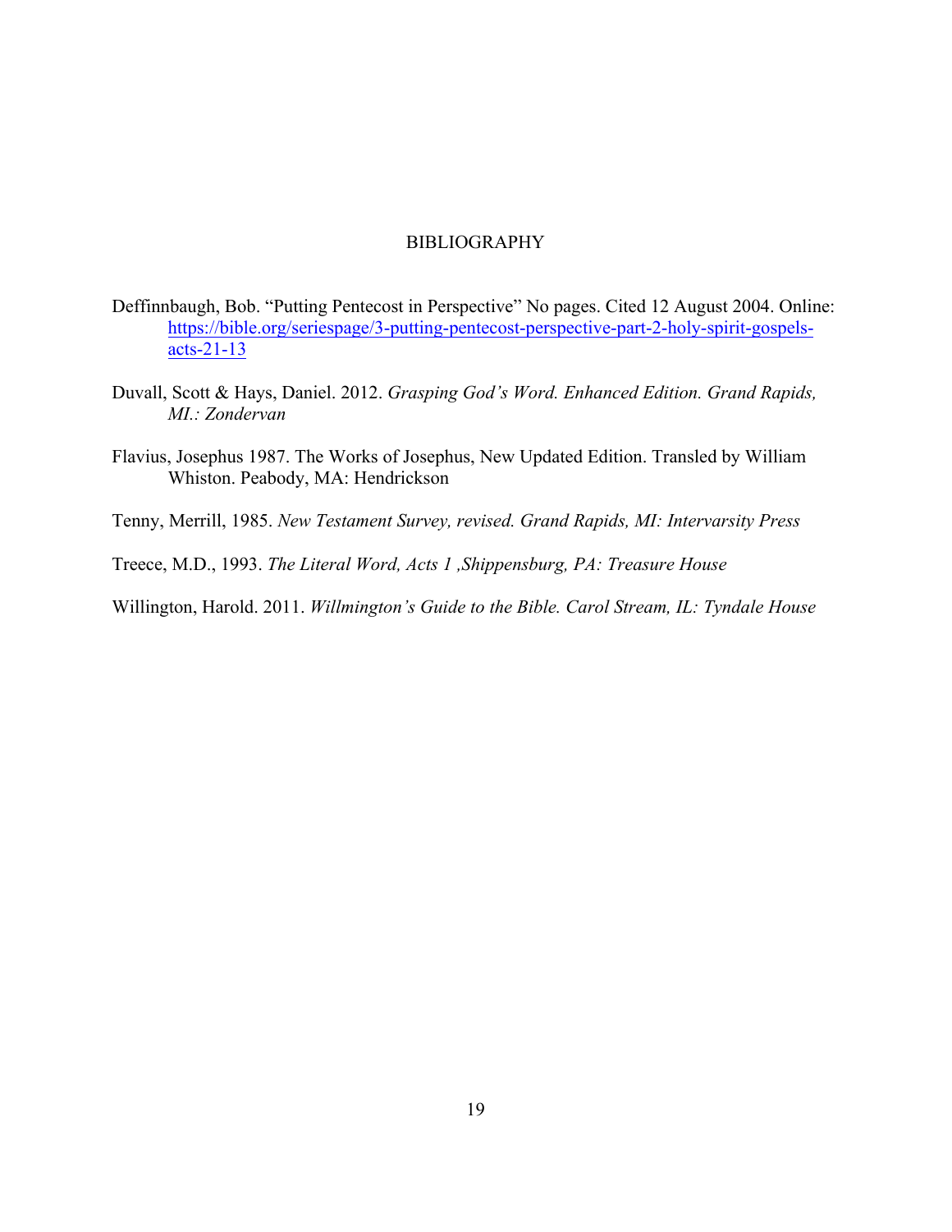# BIBLIOGRAPHY

Deffinnbaugh, Bob. "Putting Pentecost in Perspective" No pages. Cited 12 August 2004. Online: https://bible.org/seriespage/3-putting-pentecost-perspective-part-2-holy-spirit-gospels-acts-21-13

Duvall, Scott & Hays, Daniel. 2012. *Grasping God's Word. Enhanced Edition. Grand Rapids, MI.: Zondervan*

Flavius, Josephus 1987. The Works of Josephus, New Updated Edition. Transled by William Whiston. Peabody, MA: Hendrickson

Tenny, Merrill, 1985. *New Testament Survey, revised. Grand Rapids, MI: Intervarsity Press*

Treece, M.D., 1993. *The Literal Word, Acts 1 ,Shippensburg, PA: Treasure House*

Willington, Harold. 2011. *Willmington's Guide to the Bible. Carol Stream, IL: Tyndale House*